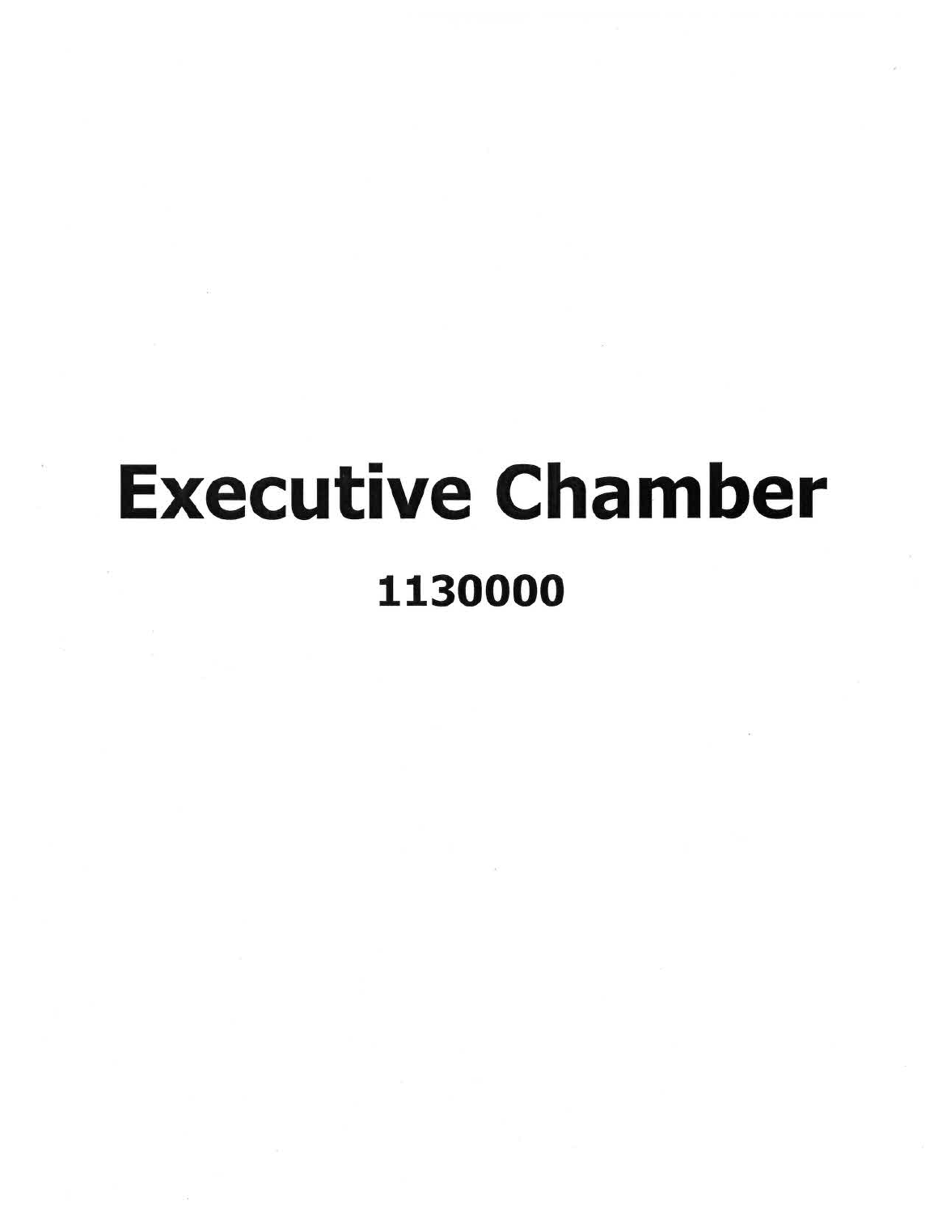# Executive Chamber

## 1130000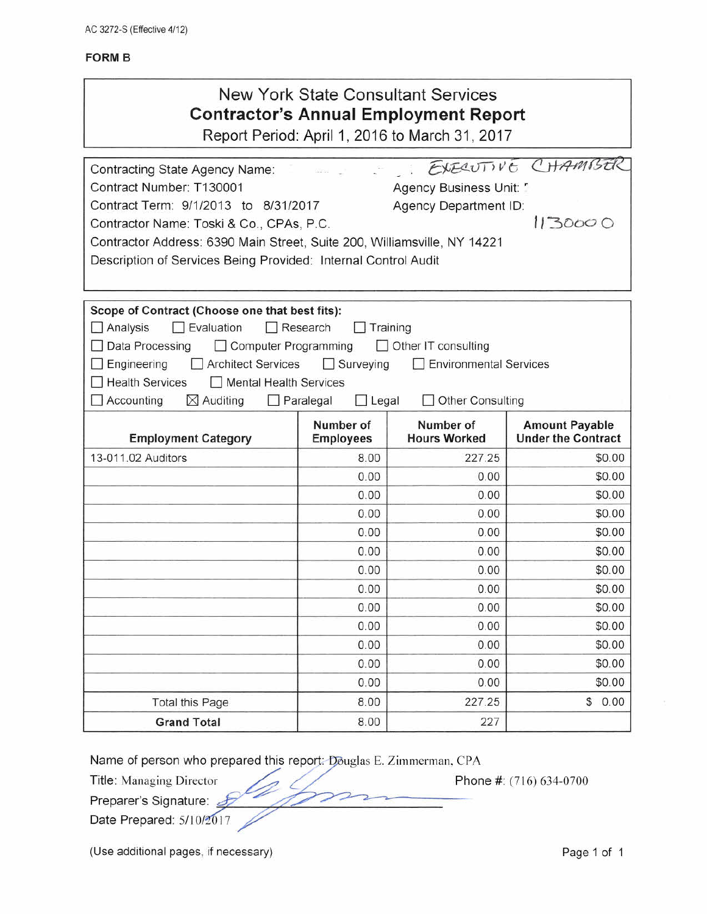AC 3272-S (Effective 4/12)

**FORM B**

# New York State Consultant Services
## Contractor's Annual Employment Report
Report Period: April 1, 2016 to March 31, 2017

Contracting State Agency Name: EXECUTIVE CHAMBER
Contract Number: T130001 Agency Business Unit:
Contract Term: 9/1/2013 to 8/31/2017 Agency Department ID: 1130000
Contractor Name: Toski & Co., CPAs, P.C.
Contractor Address: 6390 Main Street, Suite 200, Williamsville, NY 14221
Description of Services Being Provided: Internal Control Audit

**Scope of Contract (Choose one that best fits):**

- ☐ Analysis ☐ Evaluation ☐ Research ☐ Training
- ☐ Data Processing ☐ Computer Programming ☐ Other IT consulting
- ☐ Engineering ☐ Architect Services ☐ Surveying ☐ Environmental Services
- ☐ Health Services ☐ Mental Health Services
- ☐ Accounting ☒ Auditing ☐ Paralegal ☐ Legal ☐ Other Consulting

| Employment Category | Number of Employees | Number of Hours Worked | Amount Payable Under the Contract |
|---|---|---|---|
| 13-011.02 Auditors | 8.00 | 227.25 | $0.00 |
| | 0.00 | 0.00 | $0.00 |
| | 0.00 | 0.00 | $0.00 |
| | 0.00 | 0.00 | $0.00 |
| | 0.00 | 0.00 | $0.00 |
| | 0.00 | 0.00 | $0.00 |
| | 0.00 | 0.00 | $0.00 |
| | 0.00 | 0.00 | $0.00 |
| | 0.00 | 0.00 | $0.00 |
| | 0.00 | 0.00 | $0.00 |
| | 0.00 | 0.00 | $0.00 |
| | 0.00 | 0.00 | $0.00 |
| | 0.00 | 0.00 | $0.00 |
| Total this Page | 8.00 | 227.25 | $ 0.00 |
| **Grand Total** | 8.00 | 227 | |

Name of person who prepared this report: Douglas E. Zimmerman, CPA
Title: Managing Director Phone #: (716) 634-0700
Preparer's Signature:
Date Prepared: 5/10/2017

(Use additional pages, if necessary)